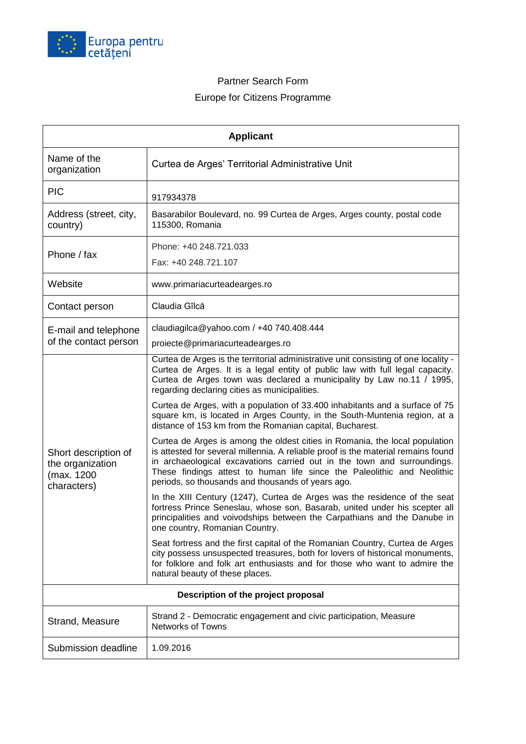Europa pentru cetățeni

Partner Search Form

Europe for Citizens Programme

| Applicant | |
|---|---|
| Name of the organization | Curtea de Arges' Territorial Administrative Unit |
| PIC | 917934378 |
| Address (street, city, country) | Basarabilor Boulevard, no. 99 Curtea de Arges, Arges county, postal code 115300, Romania |
| Phone / fax | Phone: +40 248.721.033<br>Fax: +40 248.721.107 |
| Website | www.primariacurteadearges.ro |
| Contact person | Claudia Gîlcă |
| E-mail and telephone of the contact person | claudiagilca@yahoo.com / +40 740.408.444<br>proiecte@primariacurteadearges.ro |
| Short description of the organization (max. 1200 characters) | Curtea de Arges is the territorial administrative unit consisting of one locality - Curtea de Arges. It is a legal entity of public law with full legal capacity. Curtea de Arges town was declared a municipality by Law no.11 / 1995, regarding declaring cities as municipalities.<br>Curtea de Arges, with a population of 33.400 inhabitants and a surface of 75 square km, is located in Arges County, in the South-Muntenia region, at a distance of 153 km from the Romanian capital, Bucharest.<br>Curtea de Arges is among the oldest cities in Romania, the local population is attested for several millennia. A reliable proof is the material remains found in archaeological excavations carried out in the town and surroundings. These findings attest to human life since the Paleolithic and Neolithic periods, so thousands and thousands of years ago.<br>In the XIII Century (1247), Curtea de Arges was the residence of the seat fortress Prince Seneslau, whose son, Basarab, united under his scepter all principalities and voivodships between the Carpathians and the Danube in one country, Romanian Country.<br>Seat fortress and the first capital of the Romanian Country, Curtea de Arges city possess unsuspected treasures, both for lovers of historical monuments, for folklore and folk art enthusiasts and for those who want to admire the natural beauty of these places. |
| **Description of the project proposal** | |
| Strand, Measure | Strand 2 - Democratic engagement and civic participation, Measure Networks of Towns |
| Submission deadline | 1.09.2016 |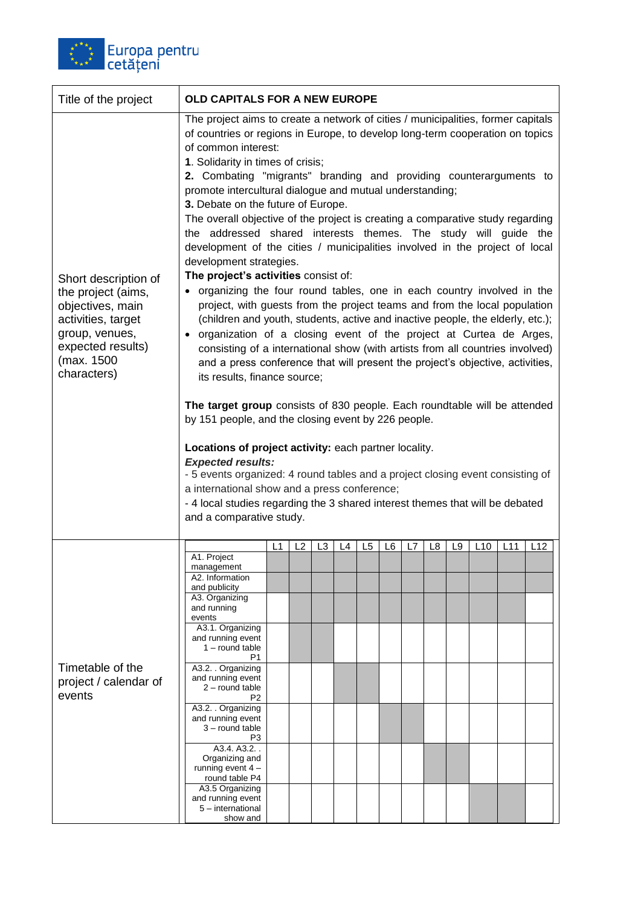| Title of the project | **OLD CAPITALS FOR A NEW EUROPE** |
|---|---|
| Short description of the project (aims, objectives, main activities, target group, venues, expected results) (max. 1500 characters) | The project aims to create a network of cities / municipalities, former capitals of countries or regions in Europe, to develop long-term cooperation on topics of common interest:<br>**1**. Solidarity in times of crisis;<br>**2.** Combating "migrants" branding and providing counterarguments to promote intercultural dialogue and mutual understanding;<br>**3.** Debate on the future of Europe.<br>The overall objective of the project is creating a comparative study regarding the addressed shared interests themes. The study will guide the development of the cities / municipalities involved in the project of local development strategies.<br>**The project's activities** consist of:<br>• organizing the four round tables, one in each country involved in the project, with guests from the project teams and from the local population (children and youth, students, active and inactive people, the elderly, etc.);<br>• organization of a closing event of the project at Curtea de Arges, consisting of a international show (with artists from all countries involved) and a press conference that will present the project's objective, activities, its results, finance source;<br><br>**The target group** consists of 830 people. Each roundtable will be attended by 151 people, and the closing event by 226 people.<br><br>**Locations of project activity:** each partner locality.<br>***Expected results:***<br>- 5 events organized: 4 round tables and a project closing event consisting of a international show and a press conference;<br>- 4 local studies regarding the 3 shared interest themes that will be debated and a comparative study. |

**Timetable of the project / calendar of events**

| | L1 | L2 | L3 | L4 | L5 | L6 | L7 | L8 | L9 | L10 | L11 | L12 |
|---|---|---|---|---|---|---|---|---|---|---|---|---|
| A1. Project management | X | X | X | X | X | X | X | X | X | X | X | X |
| A2. Information and publicity | X | X | X | X | X | X | X | X | X | X | X | X |
| A3. Organizing and running events | | X | X | X | X | X | X | X | X | X | X | |
| A3.1. Organizing and running event 1 – round table P1 | | X | X | | | | | | | | | |
| A3.2. . Organizing and running event 2 – round table P2 | | | | X | X | | | | | | | |
| A3.2. . Organizing and running event 3 – round table P3 | | | | | | X | X | | | | | |
| A3.4. A3.2. . Organizing and running event 4 – round table P4 | | | | | | | | X | X | | | |
| A3.5 Organizing and running event 5 – international show and | | | | | | | | | | X | X | |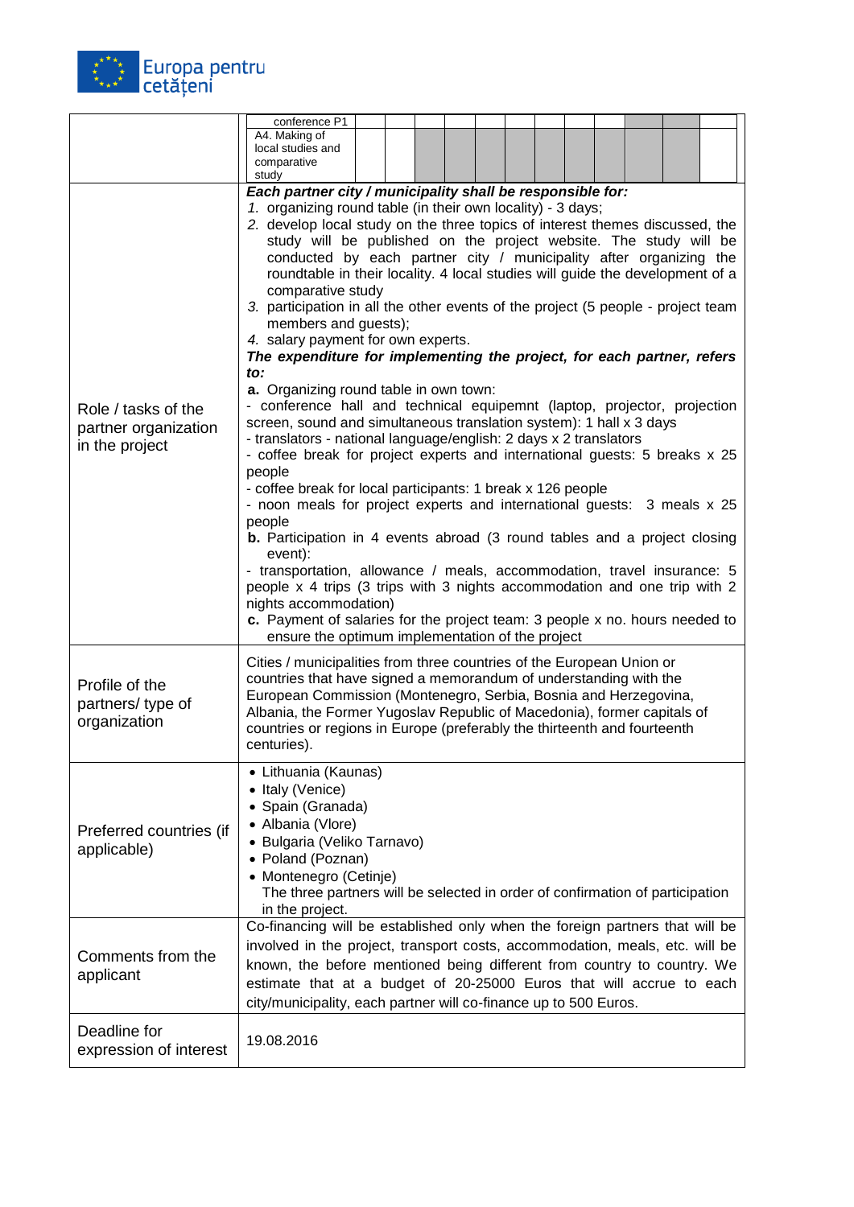| | | | | | | | | | | | | | | | |
|---|---|---|---|---|---|---|---|---|---|---|---|---|---|---|---|
| | conference P1 | | | | | | | | | | | | | | |
| | A4. Making of local studies and comparative study | | | | | | | | | | | | | | |
| Role / tasks of the partner organization in the project | ***Each partner city / municipality shall be responsible for:***<br>1. organizing round table (in their own locality) - 3 days;<br>2. develop local study on the three topics of interest themes discussed, the study will be published on the project website. The study will be conducted by each partner city / municipality after organizing the roundtable in their locality. 4 local studies will guide the development of a comparative study<br>3. participation in all the other events of the project (5 people - project team members and guests);<br>4. salary payment for own experts.<br>***The expenditure for implementing the project, for each partner, refers to:***<br>**a.** Organizing round table in own town:<br>- conference hall and technical equipemnt (laptop, projector, projection screen, sound and simultaneous translation system): 1 hall x 3 days<br>- translators - national language/english: 2 days x 2 translators<br>- coffee break for project experts and international guests: 5 breaks x 25 people<br>- coffee break for local participants: 1 break x 126 people<br>- noon meals for project experts and international guests: 3 meals x 25 people<br>**b.** Participation in 4 events abroad (3 round tables and a project closing event):<br>- transportation, allowance / meals, accommodation, travel insurance: 5 people x 4 trips (3 trips with 3 nights accommodation and one trip with 2 nights accommodation)<br>**c.** Payment of salaries for the project team: 3 people x no. hours needed to ensure the optimum implementation of the project | | | | | | | | | | | | | | |
| Profile of the partners/ type of organization | Cities / municipalities from three countries of the European Union or countries that have signed a memorandum of understanding with the European Commission (Montenegro, Serbia, Bosnia and Herzegovina, Albania, the Former Yugoslav Republic of Macedonia), former capitals of countries or regions in Europe (preferably the thirteenth and fourteenth centuries). | | | | | | | | | | | | | | |
| Preferred countries (if applicable) | • Lithuania (Kaunas)<br>• Italy (Venice)<br>• Spain (Granada)<br>• Albania (Vlore)<br>• Bulgaria (Veliko Tarnavo)<br>• Poland (Poznan)<br>• Montenegro (Cetinje)<br>The three partners will be selected in order of confirmation of participation in the project. | | | | | | | | | | | | | | |
| Comments from the applicant | Co-financing will be established only when the foreign partners that will be involved in the project, transport costs, accommodation, meals, etc. will be known, the before mentioned being different from country to country. We estimate that at a budget of 20-25000 Euros that will accrue to each city/municipality, each partner will co-finance up to 500 Euros. | | | | | | | | | | | | | | |
| Deadline for expression of interest | 19.08.2016 | | | | | | | | | | | | | | |